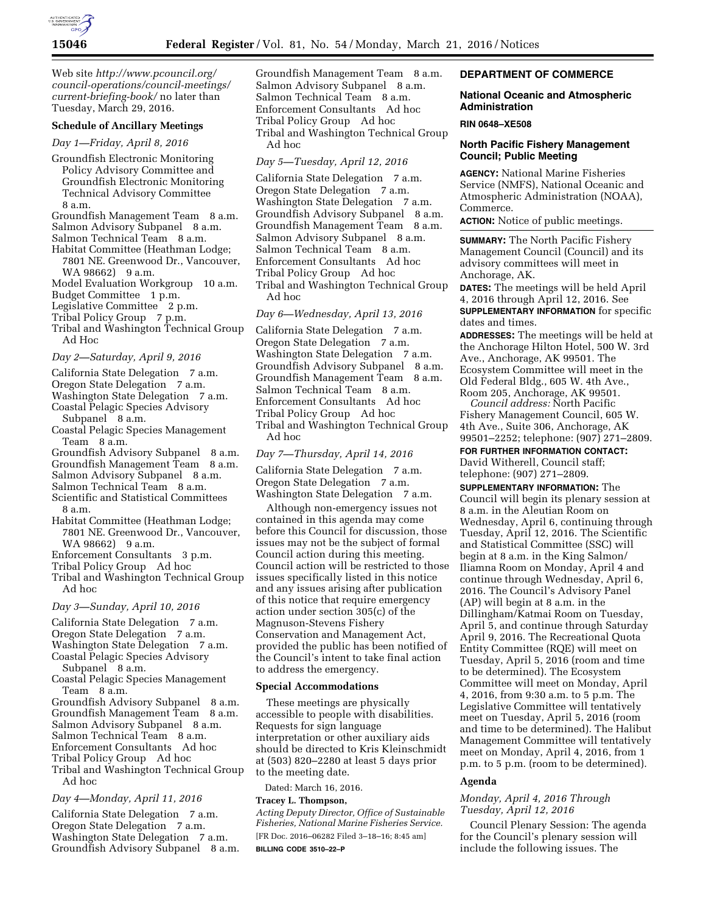Web site *http://www.pcouncil.org/council-operations/council-meetings/current-briefing-book/* no later than Tuesday, March 29, 2016.

**Schedule of Ancillary Meetings**

*Day 1—Friday, April 8, 2016*

Groundfish Electronic Monitoring Policy Advisory Committee and Groundfish Electronic Monitoring Technical Advisory Committee 8 a.m.
Groundfish Management Team 8 a.m.
Salmon Advisory Subpanel 8 a.m.
Salmon Technical Team 8 a.m.
Habitat Committee (Heathman Lodge; 7801 NE. Greenwood Dr., Vancouver, WA 98662) 9 a.m.
Model Evaluation Workgroup 10 a.m.
Budget Committee 1 p.m.
Legislative Committee 2 p.m.
Tribal Policy Group 7 p.m.
Tribal and Washington Technical Group Ad Hoc

*Day 2—Saturday, April 9, 2016*

California State Delegation 7 a.m.
Oregon State Delegation 7 a.m.
Washington State Delegation 7 a.m.
Coastal Pelagic Species Advisory Subpanel 8 a.m.
Coastal Pelagic Species Management Team 8 a.m.
Groundfish Advisory Subpanel 8 a.m.
Groundfish Management Team 8 a.m.
Salmon Advisory Subpanel 8 a.m.
Salmon Technical Team 8 a.m.
Scientific and Statistical Committees 8 a.m.
Habitat Committee (Heathman Lodge; 7801 NE. Greenwood Dr., Vancouver, WA 98662) 9 a.m.
Enforcement Consultants 3 p.m.
Tribal Policy Group Ad hoc
Tribal and Washington Technical Group Ad hoc

*Day 3—Sunday, April 10, 2016*

California State Delegation 7 a.m.
Oregon State Delegation 7 a.m.
Washington State Delegation 7 a.m.
Coastal Pelagic Species Advisory Subpanel 8 a.m.
Coastal Pelagic Species Management Team 8 a.m.
Groundfish Advisory Subpanel 8 a.m.
Groundfish Management Team 8 a.m.
Salmon Advisory Subpanel 8 a.m.
Salmon Technical Team 8 a.m.
Enforcement Consultants Ad hoc
Tribal Policy Group Ad hoc
Tribal and Washington Technical Group Ad hoc

*Day 4—Monday, April 11, 2016*

California State Delegation 7 a.m.
Oregon State Delegation 7 a.m.
Washington State Delegation 7 a.m.
Groundfish Advisory Subpanel 8 a.m.
Groundfish Management Team 8 a.m.
Salmon Advisory Subpanel 8 a.m.
Salmon Technical Team 8 a.m.
Enforcement Consultants Ad hoc
Tribal Policy Group Ad hoc
Tribal and Washington Technical Group Ad hoc

*Day 5—Tuesday, April 12, 2016*

California State Delegation 7 a.m.
Oregon State Delegation 7 a.m.
Washington State Delegation 7 a.m.
Groundfish Advisory Subpanel 8 a.m.
Groundfish Management Team 8 a.m.
Salmon Advisory Subpanel 8 a.m.
Salmon Technical Team 8 a.m.
Enforcement Consultants Ad hoc
Tribal Policy Group Ad hoc
Tribal and Washington Technical Group Ad hoc

*Day 6—Wednesday, April 13, 2016*

California State Delegation 7 a.m.
Oregon State Delegation 7 a.m.
Washington State Delegation 7 a.m.
Groundfish Advisory Subpanel 8 a.m.
Groundfish Management Team 8 a.m.
Salmon Technical Team 8 a.m.
Enforcement Consultants Ad hoc
Tribal Policy Group Ad hoc
Tribal and Washington Technical Group Ad hoc

*Day 7—Thursday, April 14, 2016*

California State Delegation 7 a.m.
Oregon State Delegation 7 a.m.
Washington State Delegation 7 a.m.

Although non-emergency issues not contained in this agenda may come before this Council for discussion, those issues may not be the subject of formal Council action during this meeting. Council action will be restricted to those issues specifically listed in this notice and any issues arising after publication of this notice that require emergency action under section 305(c) of the Magnuson-Stevens Fishery Conservation and Management Act, provided the public has been notified of the Council's intent to take final action to address the emergency.

**Special Accommodations**

These meetings are physically accessible to people with disabilities. Requests for sign language interpretation or other auxiliary aids should be directed to Kris Kleinschmidt at (503) 820–2280 at least 5 days prior to the meeting date.

Dated: March 16, 2016.

**Tracey L. Thompson,**

*Acting Deputy Director, Office of Sustainable Fisheries, National Marine Fisheries Service.*

[FR Doc. 2016–06282 Filed 3–18–16; 8:45 am]

**BILLING CODE 3510–22–P**

## DEPARTMENT OF COMMERCE

### National Oceanic and Atmospheric Administration

**RIN 0648–XE508**

### North Pacific Fishery Management Council; Public Meeting

**AGENCY:** National Marine Fisheries Service (NMFS), National Oceanic and Atmospheric Administration (NOAA), Commerce.

**ACTION:** Notice of public meetings.

**SUMMARY:** The North Pacific Fishery Management Council (Council) and its advisory committees will meet in Anchorage, AK.

**DATES:** The meetings will be held April 4, 2016 through April 12, 2016. See **SUPPLEMENTARY INFORMATION** for specific dates and times.

**ADDRESSES:** The meetings will be held at the Anchorage Hilton Hotel, 500 W. 3rd Ave., Anchorage, AK 99501. The Ecosystem Committee will meet in the Old Federal Bldg., 605 W. 4th Ave., Room 205, Anchorage, AK 99501.

*Council address:* North Pacific Fishery Management Council, 605 W. 4th Ave., Suite 306, Anchorage, AK 99501–2252; telephone: (907) 271–2809.

**FOR FURTHER INFORMATION CONTACT:** David Witherell, Council staff; telephone: (907) 271–2809.

**SUPPLEMENTARY INFORMATION:** The Council will begin its plenary session at 8 a.m. in the Aleutian Room on Wednesday, April 6, continuing through Tuesday, April 12, 2016. The Scientific and Statistical Committee (SSC) will begin at 8 a.m. in the King Salmon/Iliamna Room on Monday, April 4 and continue through Wednesday, April 6, 2016. The Council's Advisory Panel (AP) will begin at 8 a.m. in the Dillingham/Katmai Room on Tuesday, April 5, and continue through Saturday April 9, 2016. The Recreational Quota Entity Committee (RQE) will meet on Tuesday, April 5, 2016 (room and time to be determined). The Ecosystem Committee will meet on Monday, April 4, 2016, from 9:30 a.m. to 5 p.m. The Legislative Committee will tentatively meet on Tuesday, April 5, 2016 (room and time to be determined). The Halibut Management Committee will tentatively meet on Monday, April 4, 2016, from 1 p.m. to 5 p.m. (room to be determined).

**Agenda**

*Monday, April 4, 2016 Through Tuesday, April 12, 2016*

Council Plenary Session: The agenda for the Council's plenary session will include the following issues. The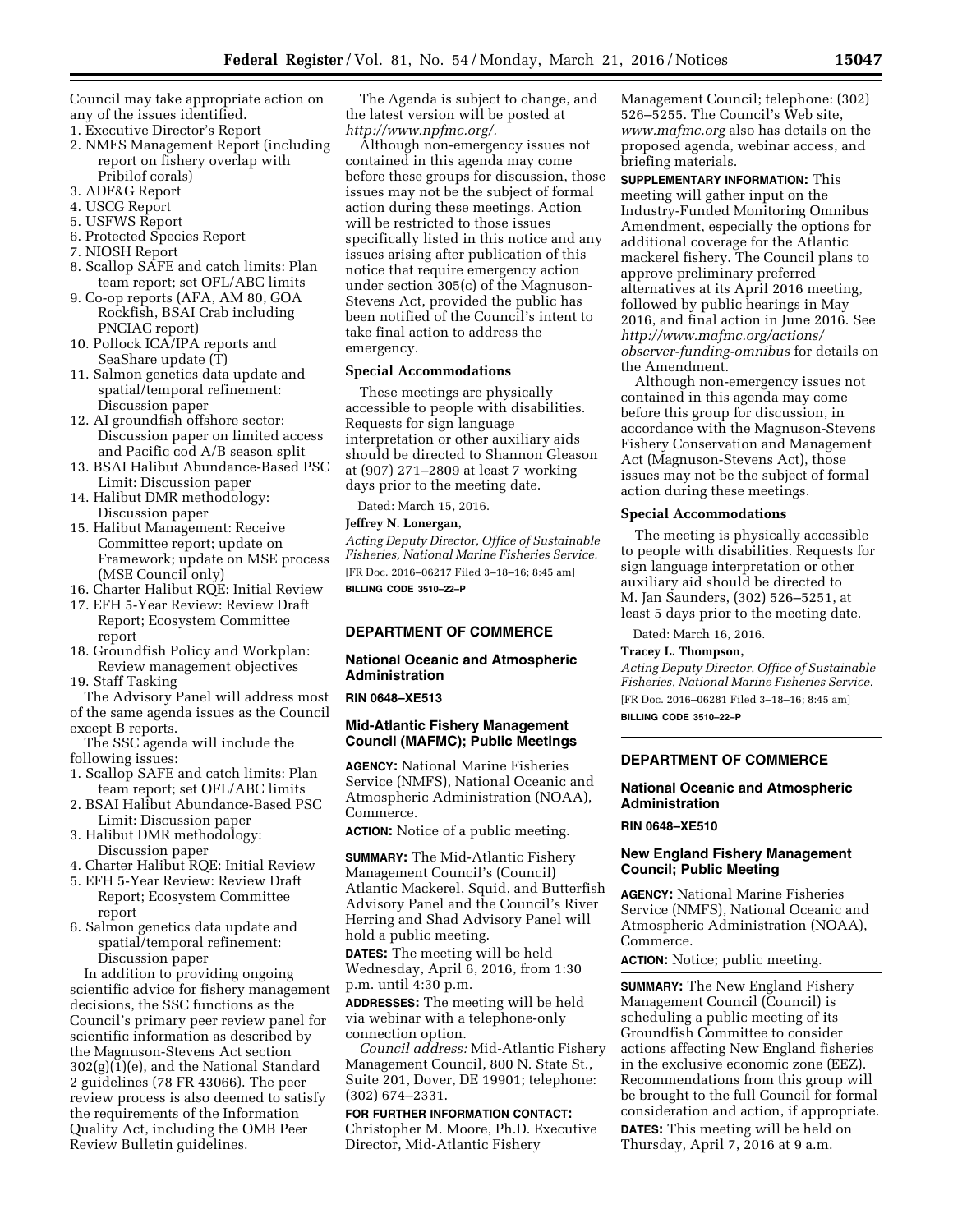Council may take appropriate action on any of the issues identified.

1. Executive Director's Report
2. NMFS Management Report (including report on fishery overlap with Pribilof corals)
3. ADF&G Report
4. USCG Report
5. USFWS Report
6. Protected Species Report
7. NIOSH Report
8. Scallop SAFE and catch limits: Plan team report; set OFL/ABC limits
9. Co-op reports (AFA, AM 80, GOA Rockfish, BSAI Crab including PNCIAC report)
10. Pollock ICA/IPA reports and SeaShare update (T)
11. Salmon genetics data update and spatial/temporal refinement: Discussion paper
12. AI groundfish offshore sector: Discussion paper on limited access and Pacific cod A/B season split
13. BSAI Halibut Abundance-Based PSC Limit: Discussion paper
14. Halibut DMR methodology: Discussion paper
15. Halibut Management: Receive Committee report; update on Framework; update on MSE process (MSE Council only)
16. Charter Halibut RQE: Initial Review
17. EFH 5-Year Review: Review Draft Report; Ecosystem Committee report
18. Groundfish Policy and Workplan: Review management objectives
19. Staff Tasking

The Advisory Panel will address most of the same agenda issues as the Council except B reports.

The SSC agenda will include the following issues:

1. Scallop SAFE and catch limits: Plan team report; set OFL/ABC limits
2. BSAI Halibut Abundance-Based PSC Limit: Discussion paper
3. Halibut DMR methodology: Discussion paper
4. Charter Halibut RQE: Initial Review
5. EFH 5-Year Review: Review Draft Report; Ecosystem Committee report
6. Salmon genetics data update and spatial/temporal refinement: Discussion paper

In addition to providing ongoing scientific advice for fishery management decisions, the SSC functions as the Council's primary peer review panel for scientific information as described by the Magnuson-Stevens Act section 302(g)(1)(e), and the National Standard 2 guidelines (78 FR 43066). The peer review process is also deemed to satisfy the requirements of the Information Quality Act, including the OMB Peer Review Bulletin guidelines.

The Agenda is subject to change, and the latest version will be posted at *http://www.npfmc.org/.*

Although non-emergency issues not contained in this agenda may come before these groups for discussion, those issues may not be the subject of formal action during these meetings. Action will be restricted to those issues specifically listed in this notice and any issues arising after publication of this notice that require emergency action under section 305(c) of the Magnuson-Stevens Act, provided the public has been notified of the Council's intent to take final action to address the emergency.

### Special Accommodations

These meetings are physically accessible to people with disabilities. Requests for sign language interpretation or other auxiliary aids should be directed to Shannon Gleason at (907) 271–2809 at least 7 working days prior to the meeting date.

Dated: March 15, 2016.

**Jeffrey N. Lonergan,**

*Acting Deputy Director, Office of Sustainable Fisheries, National Marine Fisheries Service.*

[FR Doc. 2016–06217 Filed 3–18–16; 8:45 am]

**BILLING CODE 3510–22–P**

## DEPARTMENT OF COMMERCE

### National Oceanic and Atmospheric Administration

**RIN 0648–XE513**

### Mid-Atlantic Fishery Management Council (MAFMC); Public Meetings

**AGENCY:** National Marine Fisheries Service (NMFS), National Oceanic and Atmospheric Administration (NOAA), Commerce.

**ACTION:** Notice of a public meeting.

**SUMMARY:** The Mid-Atlantic Fishery Management Council's (Council) Atlantic Mackerel, Squid, and Butterfish Advisory Panel and the Council's River Herring and Shad Advisory Panel will hold a public meeting.

**DATES:** The meeting will be held Wednesday, April 6, 2016, from 1:30 p.m. until 4:30 p.m.

**ADDRESSES:** The meeting will be held via webinar with a telephone-only connection option.

*Council address:* Mid-Atlantic Fishery Management Council, 800 N. State St., Suite 201, Dover, DE 19901; telephone: (302) 674–2331.

**FOR FURTHER INFORMATION CONTACT:** Christopher M. Moore, Ph.D. Executive Director, Mid-Atlantic Fishery Management Council; telephone: (302) 526–5255. The Council's Web site, *www.mafmc.org* also has details on the proposed agenda, webinar access, and briefing materials.

**SUPPLEMENTARY INFORMATION:** This meeting will gather input on the Industry-Funded Monitoring Omnibus Amendment, especially the options for additional coverage for the Atlantic mackerel fishery. The Council plans to approve preliminary preferred alternatives at its April 2016 meeting, followed by public hearings in May 2016, and final action in June 2016. See *http://www.mafmc.org/actions/observer-funding-omnibus* for details on the Amendment.

Although non-emergency issues not contained in this agenda may come before this group for discussion, in accordance with the Magnuson-Stevens Fishery Conservation and Management Act (Magnuson-Stevens Act), those issues may not be the subject of formal action during these meetings.

### Special Accommodations

The meeting is physically accessible to people with disabilities. Requests for sign language interpretation or other auxiliary aid should be directed to M. Jan Saunders, (302) 526–5251, at least 5 days prior to the meeting date.

Dated: March 16, 2016.

**Tracey L. Thompson,**

*Acting Deputy Director, Office of Sustainable Fisheries, National Marine Fisheries Service.*

[FR Doc. 2016–06281 Filed 3–18–16; 8:45 am]

**BILLING CODE 3510–22–P**

## DEPARTMENT OF COMMERCE

### National Oceanic and Atmospheric Administration

**RIN 0648–XE510**

### New England Fishery Management Council; Public Meeting

**AGENCY:** National Marine Fisheries Service (NMFS), National Oceanic and Atmospheric Administration (NOAA), Commerce.

**ACTION:** Notice; public meeting.

**SUMMARY:** The New England Fishery Management Council (Council) is scheduling a public meeting of its Groundfish Committee to consider actions affecting New England fisheries in the exclusive economic zone (EEZ). Recommendations from this group will be brought to the full Council for formal consideration and action, if appropriate.

**DATES:** This meeting will be held on Thursday, April 7, 2016 at 9 a.m.